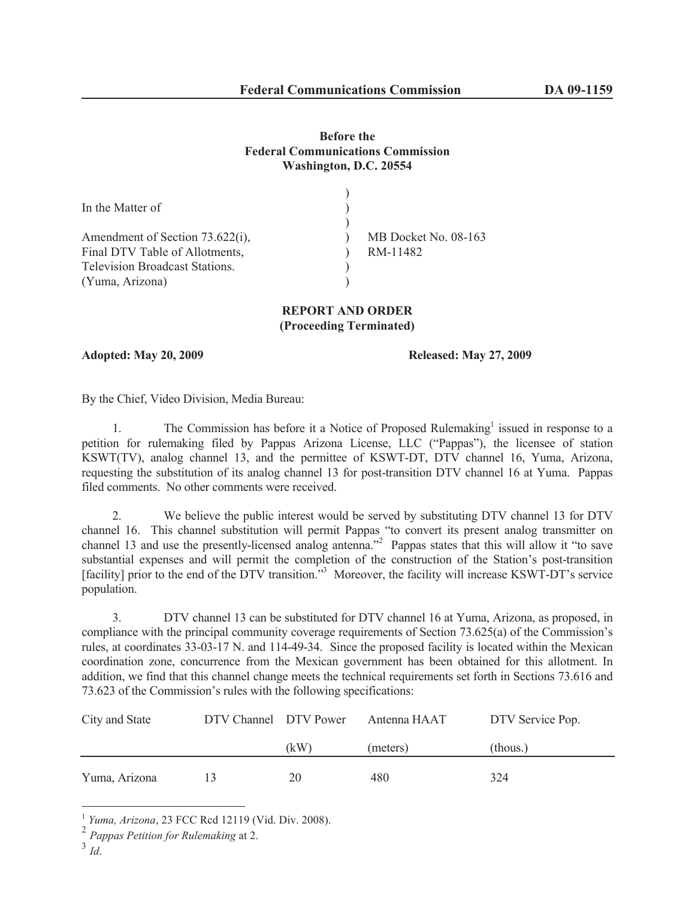**Before the**
**Federal Communications Commission**
**Washington, D.C. 20554**

In the Matter of

Amendment of Section 73.622(i), Final DTV Table of Allotments, Television Broadcast Stations. (Yuma, Arizona)

MB Docket No. 08-163
RM-11482

**REPORT AND ORDER**
**(Proceeding Terminated)**

**Adopted: May 20, 2009** **Released: May 27, 2009**

By the Chief, Video Division, Media Bureau:

1. The Commission has before it a Notice of Proposed Rulemaking[1] issued in response to a petition for rulemaking filed by Pappas Arizona License, LLC ("Pappas"), the licensee of station KSWT(TV), analog channel 13, and the permittee of KSWT-DT, DTV channel 16, Yuma, Arizona, requesting the substitution of its analog channel 13 for post-transition DTV channel 16 at Yuma. Pappas filed comments. No other comments were received.

2. We believe the public interest would be served by substituting DTV channel 13 for DTV channel 16. This channel substitution will permit Pappas "to convert its present analog transmitter on channel 13 and use the presently-licensed analog antenna."[2] Pappas states that this will allow it "to save substantial expenses and will permit the completion of the construction of the Station's post-transition [facility] prior to the end of the DTV transition."[3] Moreover, the facility will increase KSWT-DT's service population.

3. DTV channel 13 can be substituted for DTV channel 16 at Yuma, Arizona, as proposed, in compliance with the principal community coverage requirements of Section 73.625(a) of the Commission's rules, at coordinates 33-03-17 N. and 114-49-34. Since the proposed facility is located within the Mexican coordination zone, concurrence from the Mexican government has been obtained for this allotment. In addition, we find that this channel change meets the technical requirements set forth in Sections 73.616 and 73.623 of the Commission's rules with the following specifications:

| City and State | DTV Channel | DTV Power (kW) | Antenna HAAT (meters) | DTV Service Pop. (thous.) |
|---|---|---|---|---|
| Yuma, Arizona | 13 | 20 | 480 | 324 |

[1] *Yuma, Arizona*, 23 FCC Rcd 12119 (Vid. Div. 2008).

[2] *Pappas Petition for Rulemaking* at 2.

[3] *Id*.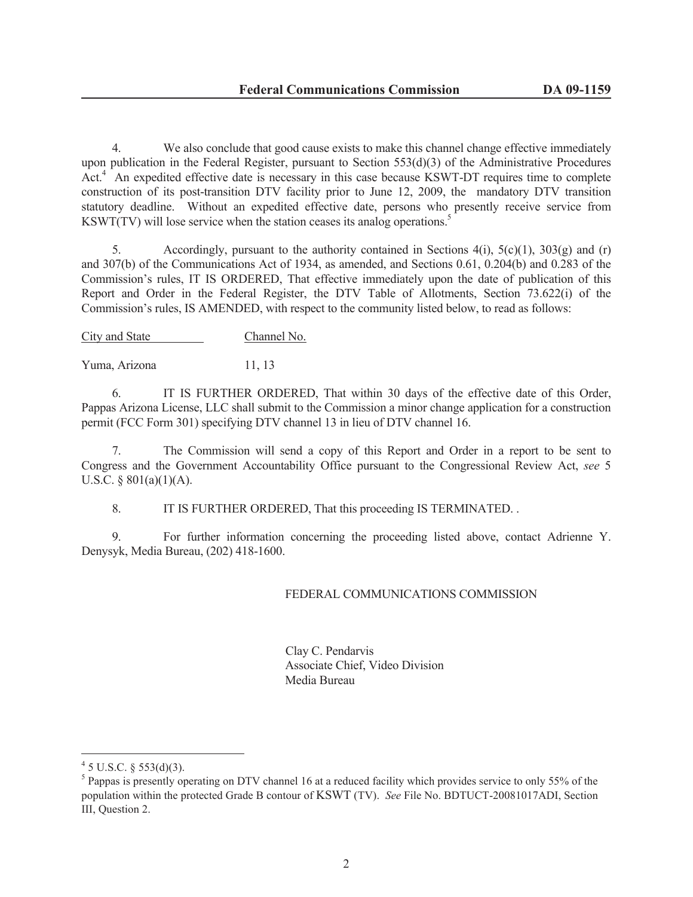4. We also conclude that good cause exists to make this channel change effective immediately upon publication in the Federal Register, pursuant to Section 553(d)(3) of the Administrative Procedures Act.[4] An expedited effective date is necessary in this case because KSWT-DT requires time to complete construction of its post-transition DTV facility prior to June 12, 2009, the mandatory DTV transition statutory deadline. Without an expedited effective date, persons who presently receive service from KSWT(TV) will lose service when the station ceases its analog operations.[5]

5. Accordingly, pursuant to the authority contained in Sections 4(i), 5(c)(1), 303(g) and (r) and 307(b) of the Communications Act of 1934, as amended, and Sections 0.61, 0.204(b) and 0.283 of the Commission's rules, IT IS ORDERED, That effective immediately upon the date of publication of this Report and Order in the Federal Register, the DTV Table of Allotments, Section 73.622(i) of the Commission's rules, IS AMENDED, with respect to the community listed below, to read as follows:

| City and State | Channel No. |
|---|---|
| Yuma, Arizona | 11, 13 |

6. IT IS FURTHER ORDERED, That within 30 days of the effective date of this Order, Pappas Arizona License, LLC shall submit to the Commission a minor change application for a construction permit (FCC Form 301) specifying DTV channel 13 in lieu of DTV channel 16.

7. The Commission will send a copy of this Report and Order in a report to be sent to Congress and the Government Accountability Office pursuant to the Congressional Review Act, *see* 5 U.S.C. § 801(a)(1)(A).

8. IT IS FURTHER ORDERED, That this proceeding IS TERMINATED. .

9. For further information concerning the proceeding listed above, contact Adrienne Y. Denysyk, Media Bureau, (202) 418-1600.

FEDERAL COMMUNICATIONS COMMISSION

Clay C. Pendarvis
Associate Chief, Video Division
Media Bureau

---

[4] 5 U.S.C. § 553(d)(3).

[5] Pappas is presently operating on DTV channel 16 at a reduced facility which provides service to only 55% of the population within the protected Grade B contour of KSWT (TV). *See* File No. BDTUCT-20081017ADI, Section III, Question 2.